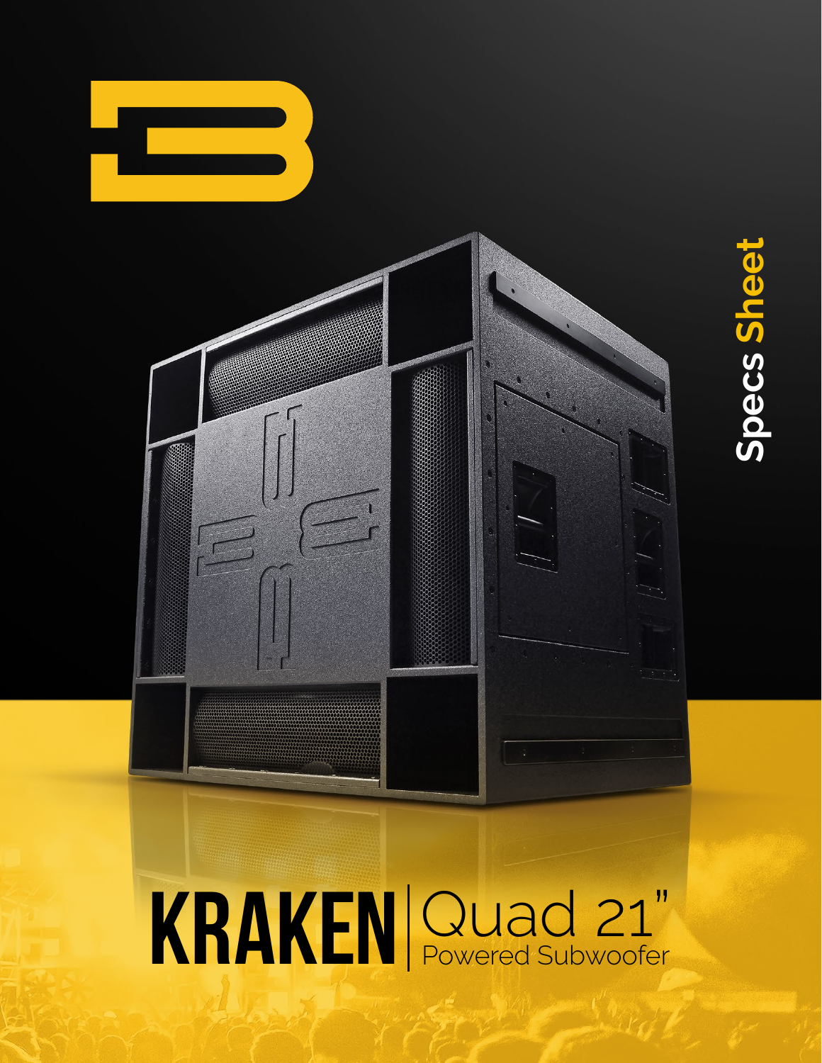Specs Sheet

# KRAKEN | Quad 21" Powered Subwoofer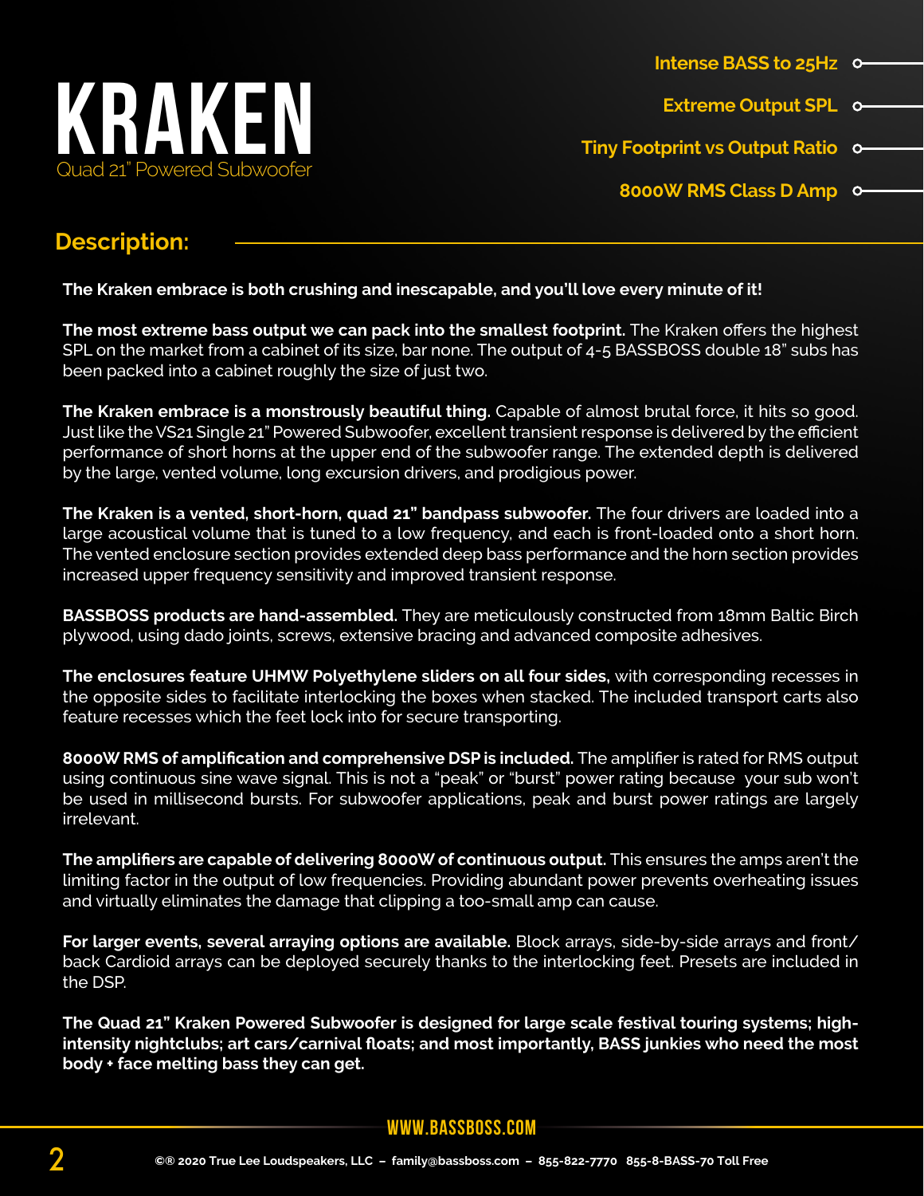# KRAKEN

Quad 21" Powered Subwoofer

- Intense BASS to 25Hz
- Extreme Output SPL
- Tiny Footprint vs Output Ratio
- 8000W RMS Class D Amp

## Description:

**The Kraken embrace is both crushing and inescapable, and you'll love every minute of it!**

**The most extreme bass output we can pack into the smallest footprint.** The Kraken offers the highest SPL on the market from a cabinet of its size, bar none. The output of 4-5 BASSBOSS double 18" subs has been packed into a cabinet roughly the size of just two.

**The Kraken embrace is a monstrously beautiful thing.** Capable of almost brutal force, it hits so good. Just like the VS21 Single 21" Powered Subwoofer, excellent transient response is delivered by the efficient performance of short horns at the upper end of the subwoofer range. The extended depth is delivered by the large, vented volume, long excursion drivers, and prodigious power.

**The Kraken is a vented, short-horn, quad 21" bandpass subwoofer.** The four drivers are loaded into a large acoustical volume that is tuned to a low frequency, and each is front-loaded onto a short horn. The vented enclosure section provides extended deep bass performance and the horn section provides increased upper frequency sensitivity and improved transient response.

**BASSBOSS products are hand-assembled.** They are meticulously constructed from 18mm Baltic Birch plywood, using dado joints, screws, extensive bracing and advanced composite adhesives.

**The enclosures feature UHMW Polyethylene sliders on all four sides,** with corresponding recesses in the opposite sides to facilitate interlocking the boxes when stacked. The included transport carts also feature recesses which the feet lock into for secure transporting.

**8000W RMS of amplification and comprehensive DSP is included.** The amplifier is rated for RMS output using continuous sine wave signal. This is not a "peak" or "burst" power rating because your sub won't be used in millisecond bursts. For subwoofer applications, peak and burst power ratings are largely irrelevant.

**The amplifiers are capable of delivering 8000W of continuous output.** This ensures the amps aren't the limiting factor in the output of low frequencies. Providing abundant power prevents overheating issues and virtually eliminates the damage that clipping a too-small amp can cause.

**For larger events, several arraying options are available.** Block arrays, side-by-side arrays and front/back Cardioid arrays can be deployed securely thanks to the interlocking feet. Presets are included in the DSP.

**The Quad 21" Kraken Powered Subwoofer is designed for large scale festival touring systems; high-intensity nightclubs; art cars/carnival floats; and most importantly, BASS junkies who need the most body + face melting bass they can get.**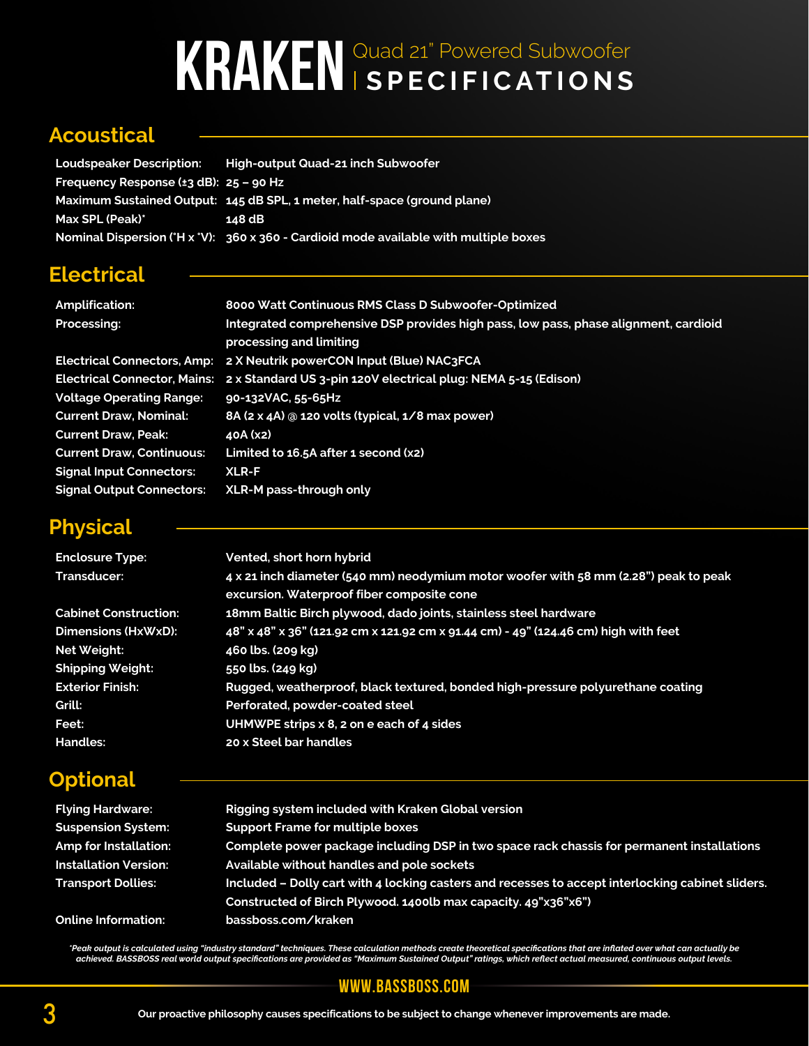# KRAKEN Quad 21" Powered Subwoofer | SPECIFICATIONS

## Acoustical

| | |
|---|---|
| **Loudspeaker Description:** | High-output Quad-21 inch Subwoofer |
| **Frequency Response (±3 dB):** | 25 – 90 Hz |
| **Maximum Sustained Output:** | 145 dB SPL, 1 meter, half-space (ground plane) |
| **Max SPL (Peak)*** | 148 dB |
| **Nominal Dispersion (°H x °V):** | 360 x 360 - Cardioid mode available with multiple boxes |

## Electrical

| | |
|---|---|
| **Amplification:** | 8000 Watt Continuous RMS Class D Subwoofer-Optimized |
| **Processing:** | Integrated comprehensive DSP provides high pass, low pass, phase alignment, cardioid processing and limiting |
| **Electrical Connectors, Amp:** | 2 X Neutrik powerCON Input (Blue) NAC3FCA |
| **Electrical Connector, Mains:** | 2 x Standard US 3-pin 120V electrical plug: NEMA 5-15 (Edison) |
| **Voltage Operating Range:** | 90-132VAC, 55-65Hz |
| **Current Draw, Nominal:** | 8A (2 x 4A) @ 120 volts (typical, 1/8 max power) |
| **Current Draw, Peak:** | 40A (x2) |
| **Current Draw, Continuous:** | Limited to 16.5A after 1 second (x2) |
| **Signal Input Connectors:** | XLR-F |
| **Signal Output Connectors:** | XLR-M pass-through only |

## Physical

| | |
|---|---|
| **Enclosure Type:** | Vented, short horn hybrid |
| **Transducer:** | 4 x 21 inch diameter (540 mm) neodymium motor woofer with 58 mm (2.28") peak to peak excursion. Waterproof fiber composite cone |
| **Cabinet Construction:** | 18mm Baltic Birch plywood, dado joints, stainless steel hardware |
| **Dimensions (HxWxD):** | 48" x 48" x 36" (121.92 cm x 121.92 cm x 91.44 cm) - 49" (124.46 cm) high with feet |
| **Net Weight:** | 460 lbs. (209 kg) |
| **Shipping Weight:** | 550 lbs. (249 kg) |
| **Exterior Finish:** | Rugged, weatherproof, black textured, bonded high-pressure polyurethane coating |
| **Grill:** | Perforated, powder-coated steel |
| **Feet:** | UHMWPE strips x 8, 2 on e each of 4 sides |
| **Handles:** | 20 x Steel bar handles |

## Optional

| | |
|---|---|
| **Flying Hardware:** | Rigging system included with Kraken Global version |
| **Suspension System:** | Support Frame for multiple boxes |
| **Amp for Installation:** | Complete power package including DSP in two space rack chassis for permanent installations |
| **Installation Version:** | Available without handles and pole sockets |
| **Transport Dollies:** | Included – Dolly cart with 4 locking casters and recesses to accept interlocking cabinet sliders. Constructed of Birch Plywood. 1400lb max capacity. 49"x36"x6") |
| **Online Information:** | bassboss.com/kraken |

*\*Peak output is calculated using "industry standard" techniques. These calculation methods create theoretical specifications that are inflated over what can actually be achieved. BASSBOSS real world output specifications are provided as "Maximum Sustained Output" ratings, which reflect actual measured, continuous output levels.*

WWW.BASSBOSS.COM

Our proactive philosophy causes specifications to be subject to change whenever improvements are made.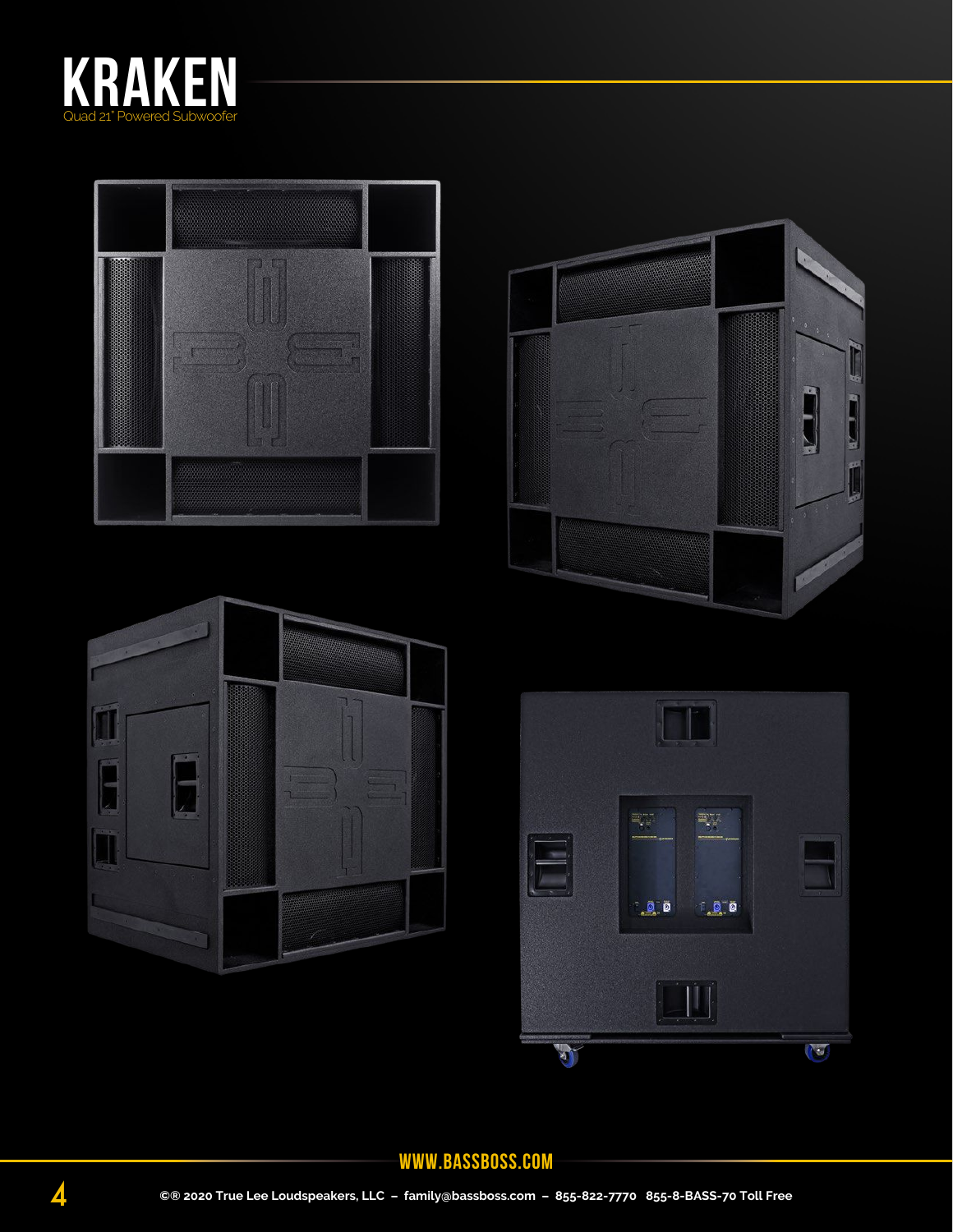# KRAKEN

Quad 21" Powered Subwoofer

WWW.BASSBOSS.COM

©® 2020 True Lee Loudspeakers, LLC – family@bassboss.com – 855-822-7770 855-8-BASS-70 Toll Free